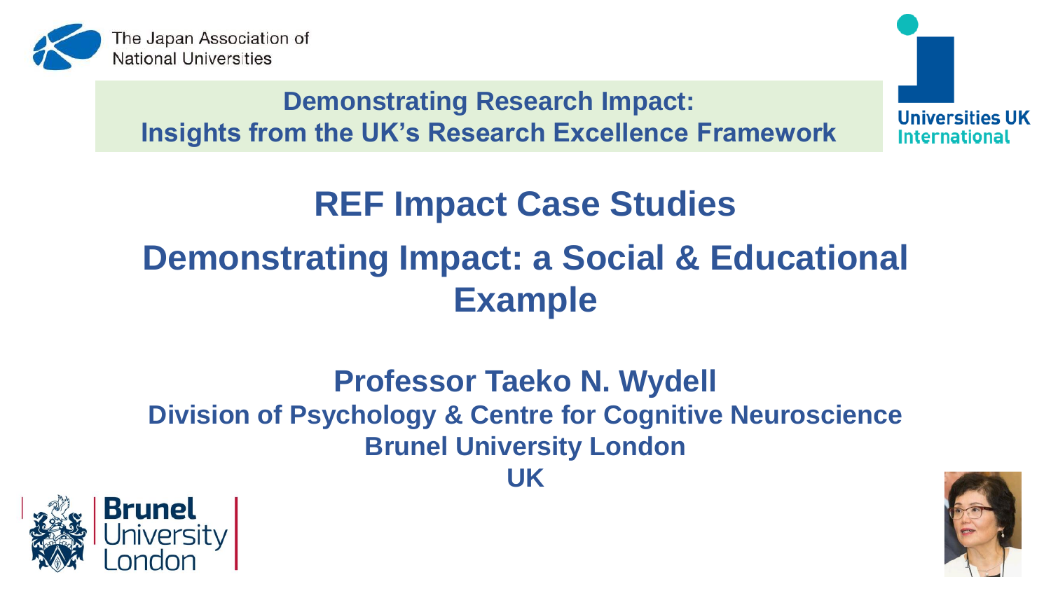The Japan Association of National Universities

**Demonstrating Research Impact: Insights from the UK's Research Excellence Framework**

Universities UK International

# REF Impact Case Studies

# Demonstrating Impact: a Social & Educational Example

**Professor Taeko N. Wydell**

**Division of Psychology & Centre for Cognitive Neuroscience**

**Brunel University London**

**UK**

Brunel University London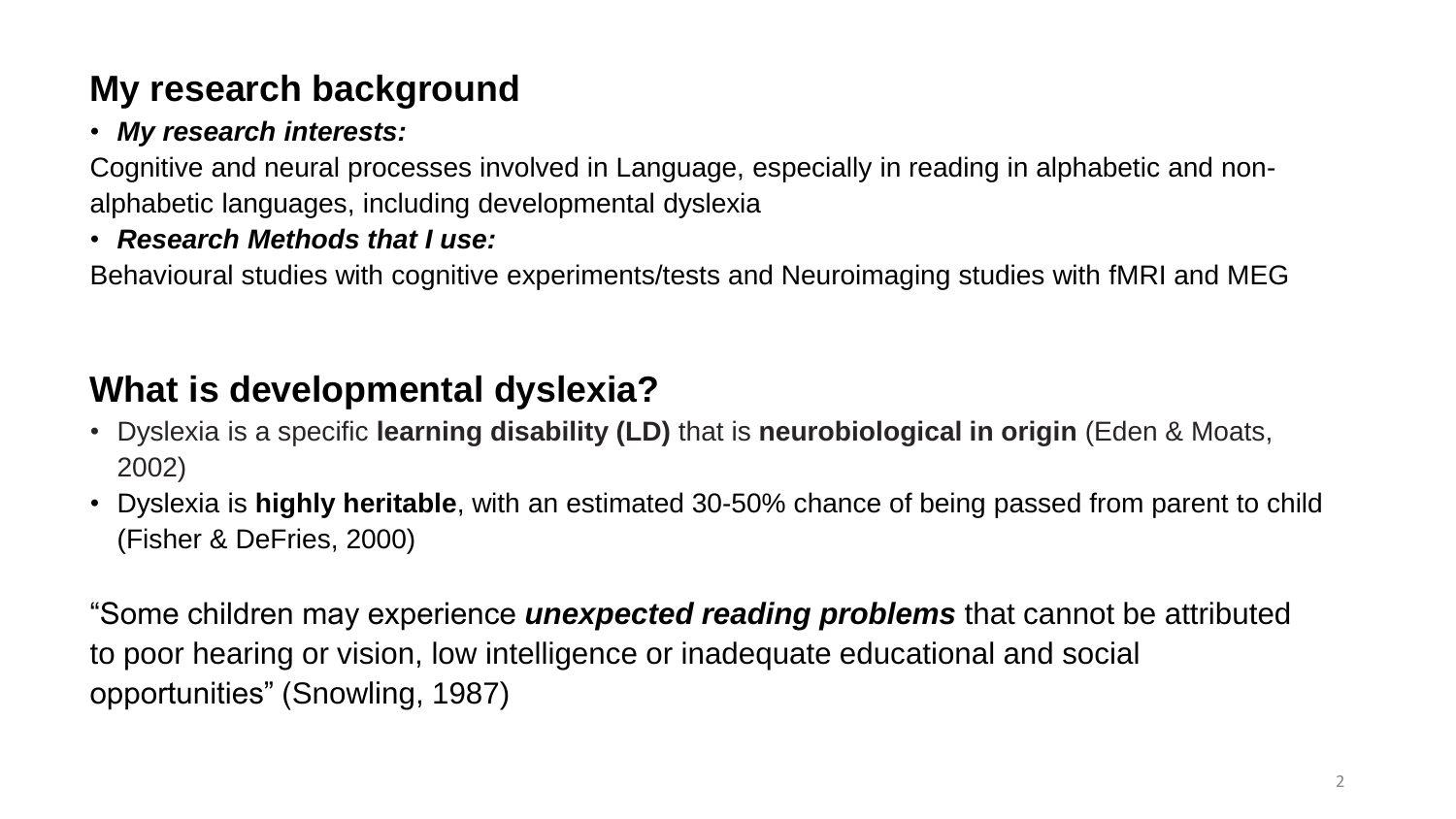## My research background

- ***My research interests:***

Cognitive and neural processes involved in Language, especially in reading in alphabetic and non-alphabetic languages, including developmental dyslexia

- ***Research Methods that I use:***

Behavioural studies with cognitive experiments/tests and Neuroimaging studies with fMRI and MEG

## What is developmental dyslexia?

- Dyslexia is a specific **learning disability (LD)** that is **neurobiological in origin** (Eden & Moats, 2002)
- Dyslexia is **highly heritable**, with an estimated 30-50% chance of being passed from parent to child (Fisher & DeFries, 2000)

"Some children may experience ***unexpected reading problems*** that cannot be attributed to poor hearing or vision, low intelligence or inadequate educational and social opportunities" (Snowling, 1987)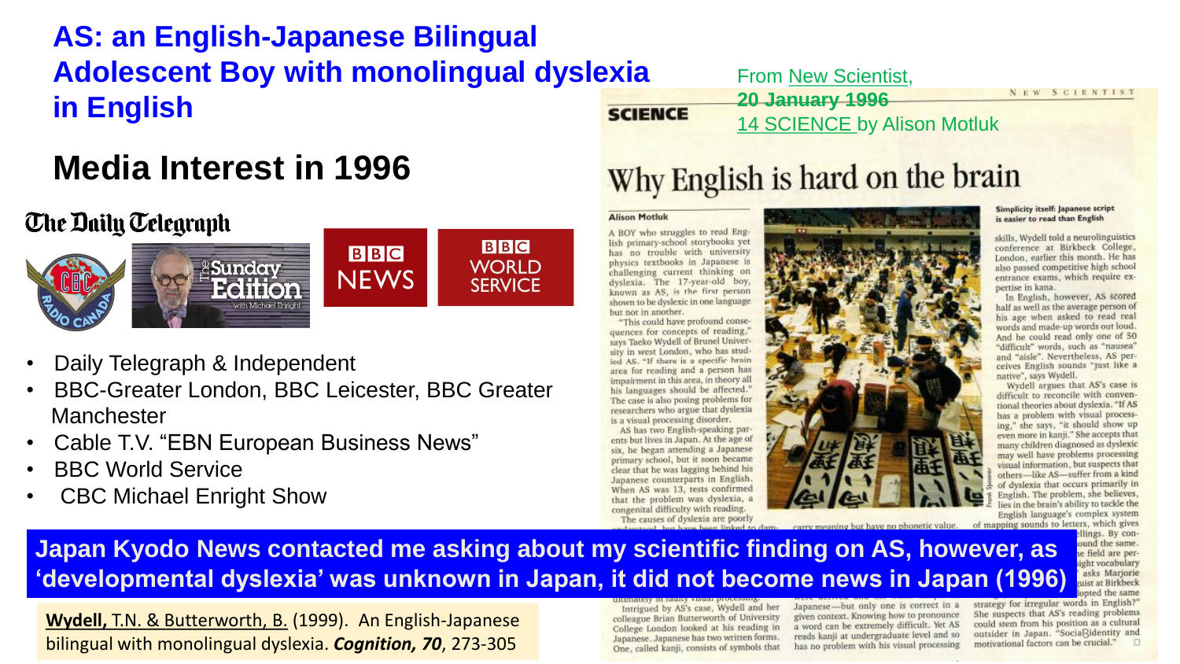# AS: an English-Japanese Bilingual Adolescent Boy with monolingual dyslexia in English

## Media Interest in 1996

- Daily Telegraph & Independent
- BBC-Greater London, BBC Leicester, BBC Greater Manchester
- Cable T.V. "EBN European Business News"
- BBC World Service
- CBC Michael Enright Show

From New Scientist, 20 January 1996
14 SCIENCE by Alison Motluk

**Japan Kyodo News contacted me asking about my scientific finding on AS, however, as 'developmental dyslexia' was unknown in Japan, it did not become news in Japan (1996)**

**Wydell,** T.N. & **Butterworth, B.** (1999). An English-Japanese bilingual with monolingual dyslexia. ***Cognition, 70***, 273-305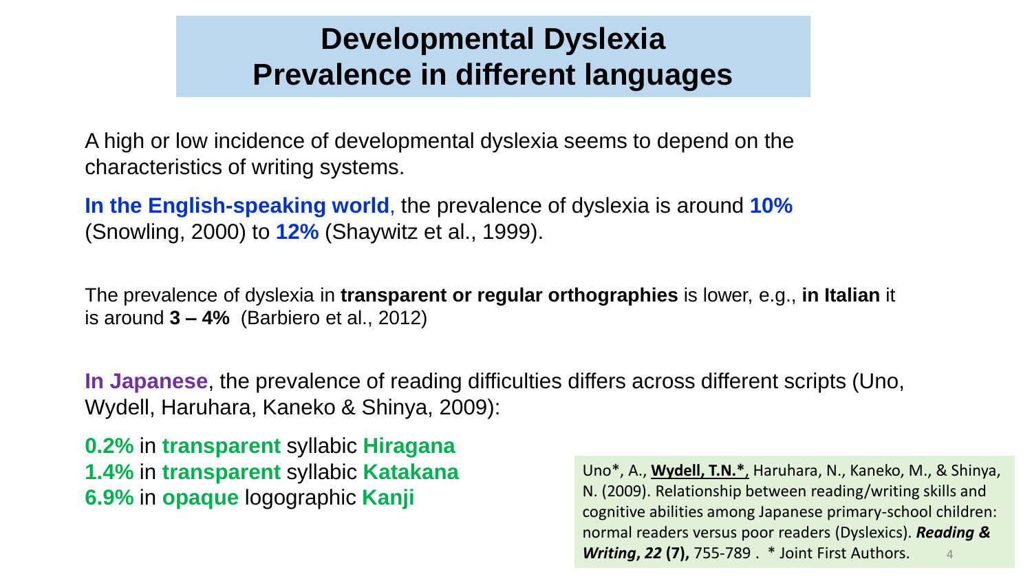# Developmental Dyslexia
# Prevalence in different languages

A high or low incidence of developmental dyslexia seems to depend on the characteristics of writing systems.

**In the English-speaking world**, the prevalence of dyslexia is around **10%** (Snowling, 2000) to **12%** (Shaywitz et al., 1999).

The prevalence of dyslexia in **transparent or regular orthographies** is lower, e.g., **in Italian** it is around **3 – 4%** (Barbiero et al., 2012)

**In Japanese**, the prevalence of reading difficulties differs across different scripts (Uno, Wydell, Haruhara, Kaneko & Shinya, 2009):

**0.2%** in **transparent** syllabic **Hiragana**
**1.4%** in **transparent** syllabic **Katakana**
**6.9%** in **opaque** logographic **Kanji**

Uno*, A., **Wydell, T.N.***, Haruhara, N., Kaneko, M., & Shinya, N. (2009). Relationship between reading/writing skills and cognitive abilities among Japanese primary-school children: normal readers versus poor readers (Dyslexics). ***Reading & Writing*, *22* (7),** 755-789 . * Joint First Authors.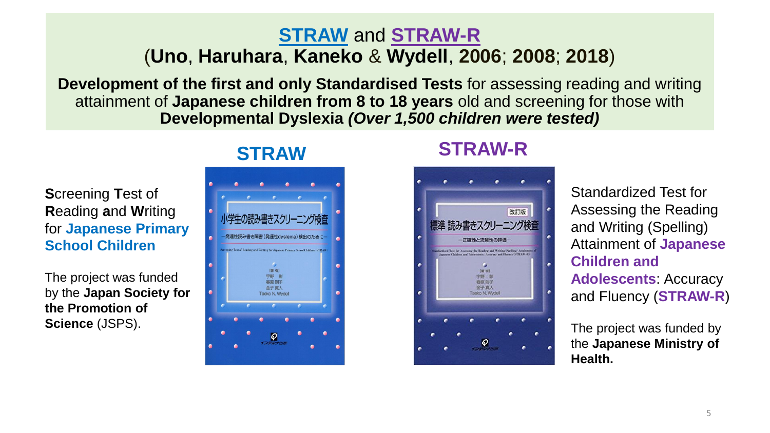# STRAW and STRAW-R
## (Uno, Haruhara, Kaneko & Wydell, 2006; 2008; 2018)

**Development of the first and only Standardised Tests** for assessing reading and writing attainment of **Japanese children from 8 to 18 years** old and screening for those with **Developmental Dyslexia** ***(Over 1,500 children were tested)***

## STRAW

**S**creening **T**est of **R**eading **a**nd **W**riting for **Japanese Primary School Children**

The project was funded by the **Japan Society for the Promotion of Science** (JSPS).

小学生の読み書きスクリーニング検査

―発達性読み書き障害（発達性dyslexia）検出のために―

Screening Test of Reading and Writing for Japanese Primary School Children (STRAW)

【著 者】
宇野 彰
春原則子
金子真人
Taeko N. Wydell

インテルナ出版

## STRAW-R

改訂版

標準 読み書きスクリーニング検査

―正確性と流暢性の評価―

Standardized Test for Assessing the Reading and Writing (Spelling) Attainment of Japanese Children and Adolescents: Accuracy and Fluency (STRAW-R)

【著 者】
宇野 彰
春原則子
金子真人
Taeko N. Wydell

インテルナ出版

Standardized Test for Assessing the Reading and Writing (Spelling) Attainment of **Japanese Children and Adolescents**: Accuracy and Fluency (**STRAW-R**)

The project was funded by the **Japanese Ministry of Health.**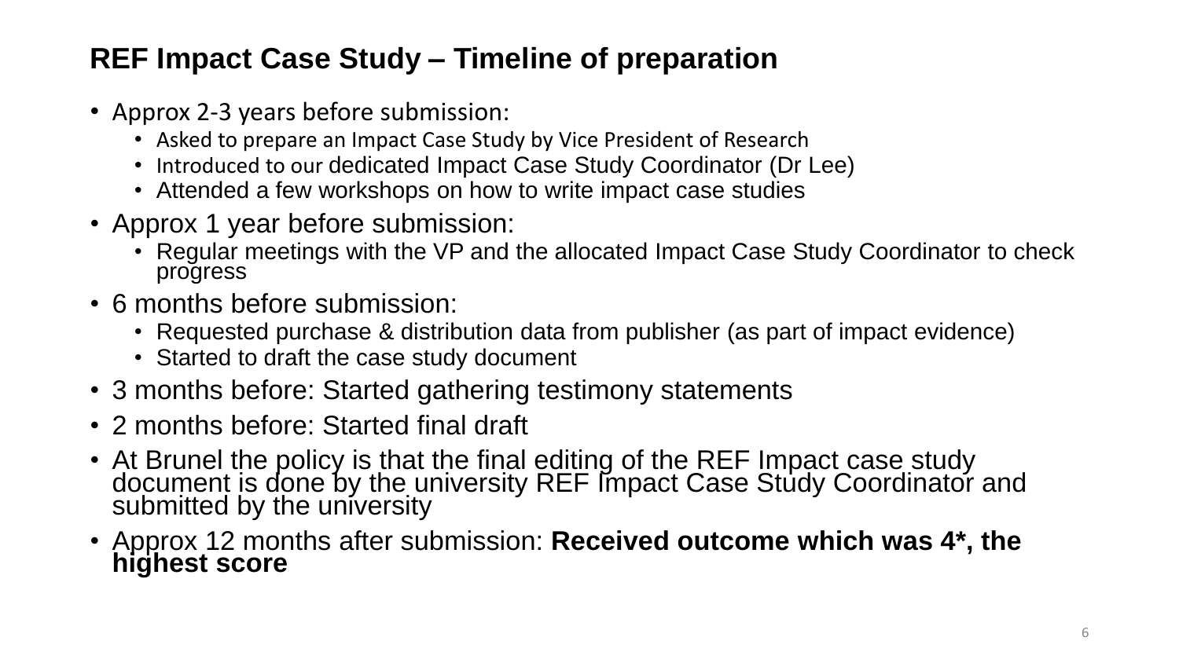## REF Impact Case Study – Timeline of preparation

- Approx 2-3 years before submission:
  - Asked to prepare an Impact Case Study by Vice President of Research
  - Introduced to our dedicated Impact Case Study Coordinator (Dr Lee)
  - Attended a few workshops on how to write impact case studies
- Approx 1 year before submission:
  - Regular meetings with the VP and the allocated Impact Case Study Coordinator to check progress
- 6 months before submission:
  - Requested purchase & distribution data from publisher (as part of impact evidence)
  - Started to draft the case study document
- 3 months before: Started gathering testimony statements
- 2 months before: Started final draft
- At Brunel the policy is that the final editing of the REF Impact case study document is done by the university REF Impact Case Study Coordinator and submitted by the university
- Approx 12 months after submission: **Received outcome which was 4*, the highest score**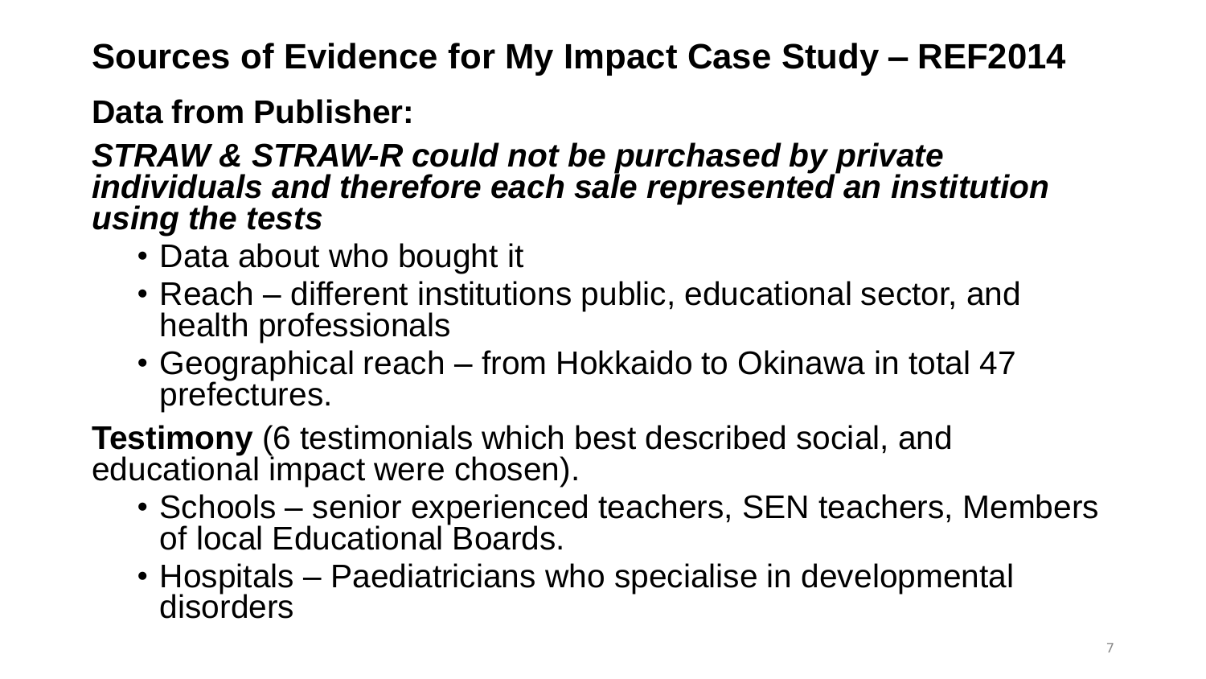# Sources of Evidence for My Impact Case Study – REF2014

**Data from Publisher:**

***STRAW & STRAW-R could not be purchased by private individuals and therefore each sale represented an institution using the tests***

- Data about who bought it
- Reach – different institutions public, educational sector, and health professionals
- Geographical reach – from Hokkaido to Okinawa in total 47 prefectures.

**Testimony** (6 testimonials which best described social, and educational impact were chosen).

- Schools – senior experienced teachers, SEN teachers, Members of local Educational Boards.
- Hospitals – Paediatricians who specialise in developmental disorders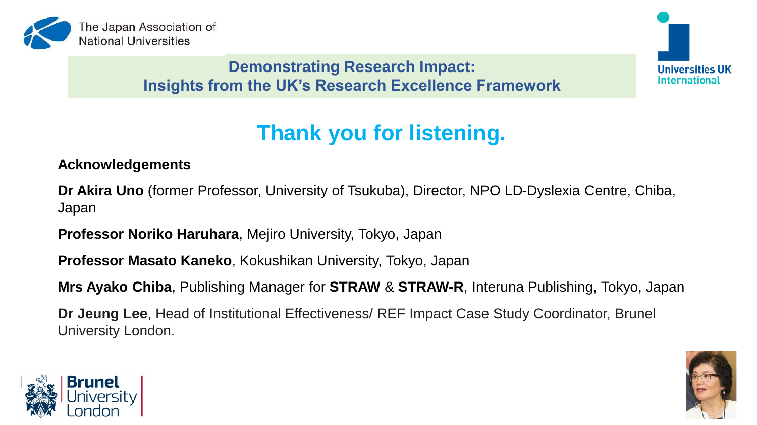The Japan Association of National Universities

**Demonstrating Research Impact:**
**Insights from the UK's Research Excellence Framework**

Universities UK International

# Thank you for listening.

**Acknowledgements**

**Dr Akira Uno** (former Professor, University of Tsukuba), Director, NPO LD-Dyslexia Centre, Chiba, Japan

**Professor Noriko Haruhara**, Mejiro University, Tokyo, Japan

**Professor Masato Kaneko**, Kokushikan University, Tokyo, Japan

**Mrs Ayako Chiba**, Publishing Manager for **STRAW** & **STRAW-R**, Interuna Publishing, Tokyo, Japan

**Dr Jeung Lee**, Head of Institutional Effectiveness/ REF Impact Case Study Coordinator, Brunel University London.

Brunel University London